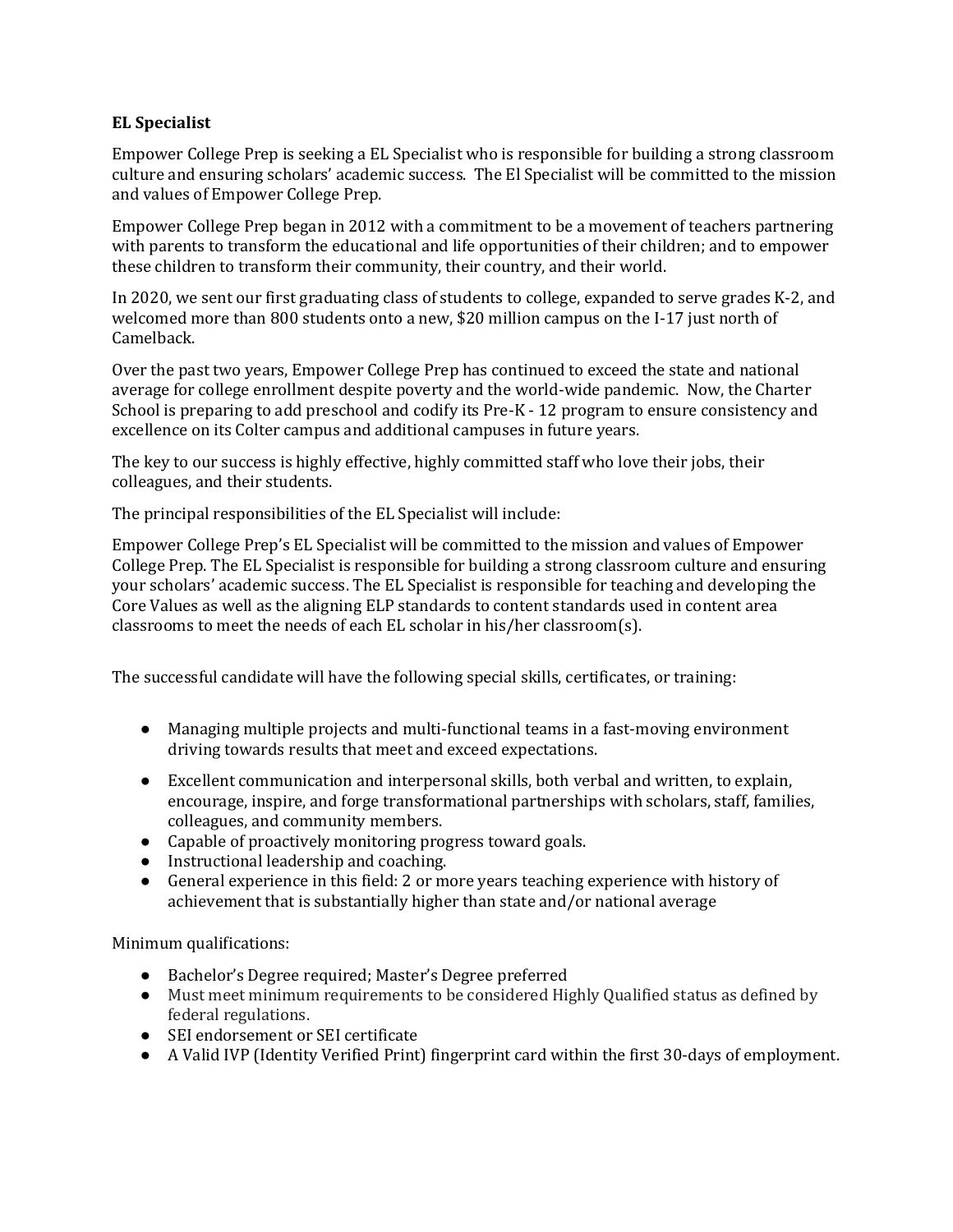**EL Specialist**

Empower College Prep is seeking a EL Specialist who is responsible for building a strong classroom culture and ensuring scholars' academic success. The El Specialist will be committed to the mission and values of Empower College Prep.

Empower College Prep began in 2012 with a commitment to be a movement of teachers partnering with parents to transform the educational and life opportunities of their children; and to empower these children to transform their community, their country, and their world.

In 2020, we sent our first graduating class of students to college, expanded to serve grades K-2, and welcomed more than 800 students onto a new, $20 million campus on the I-17 just north of Camelback.

Over the past two years, Empower College Prep has continued to exceed the state and national average for college enrollment despite poverty and the world-wide pandemic. Now, the Charter School is preparing to add preschool and codify its Pre-K - 12 program to ensure consistency and excellence on its Colter campus and additional campuses in future years.

The key to our success is highly effective, highly committed staff who love their jobs, their colleagues, and their students.

The principal responsibilities of the EL Specialist will include:

Empower College Prep's EL Specialist will be committed to the mission and values of Empower College Prep. The EL Specialist is responsible for building a strong classroom culture and ensuring your scholars' academic success. The EL Specialist is responsible for teaching and developing the Core Values as well as the aligning ELP standards to content standards used in content area classrooms to meet the needs of each EL scholar in his/her classroom(s).

The successful candidate will have the following special skills, certificates, or training:

- Managing multiple projects and multi-functional teams in a fast-moving environment driving towards results that meet and exceed expectations.
- Excellent communication and interpersonal skills, both verbal and written, to explain, encourage, inspire, and forge transformational partnerships with scholars, staff, families, colleagues, and community members.
- Capable of proactively monitoring progress toward goals.
- Instructional leadership and coaching.
- General experience in this field: 2 or more years teaching experience with history of achievement that is substantially higher than state and/or national average

Minimum qualifications:

- Bachelor's Degree required; Master's Degree preferred
- Must meet minimum requirements to be considered Highly Qualified status as defined by federal regulations.
- SEI endorsement or SEI certificate
- A Valid IVP (Identity Verified Print) fingerprint card within the first 30-days of employment.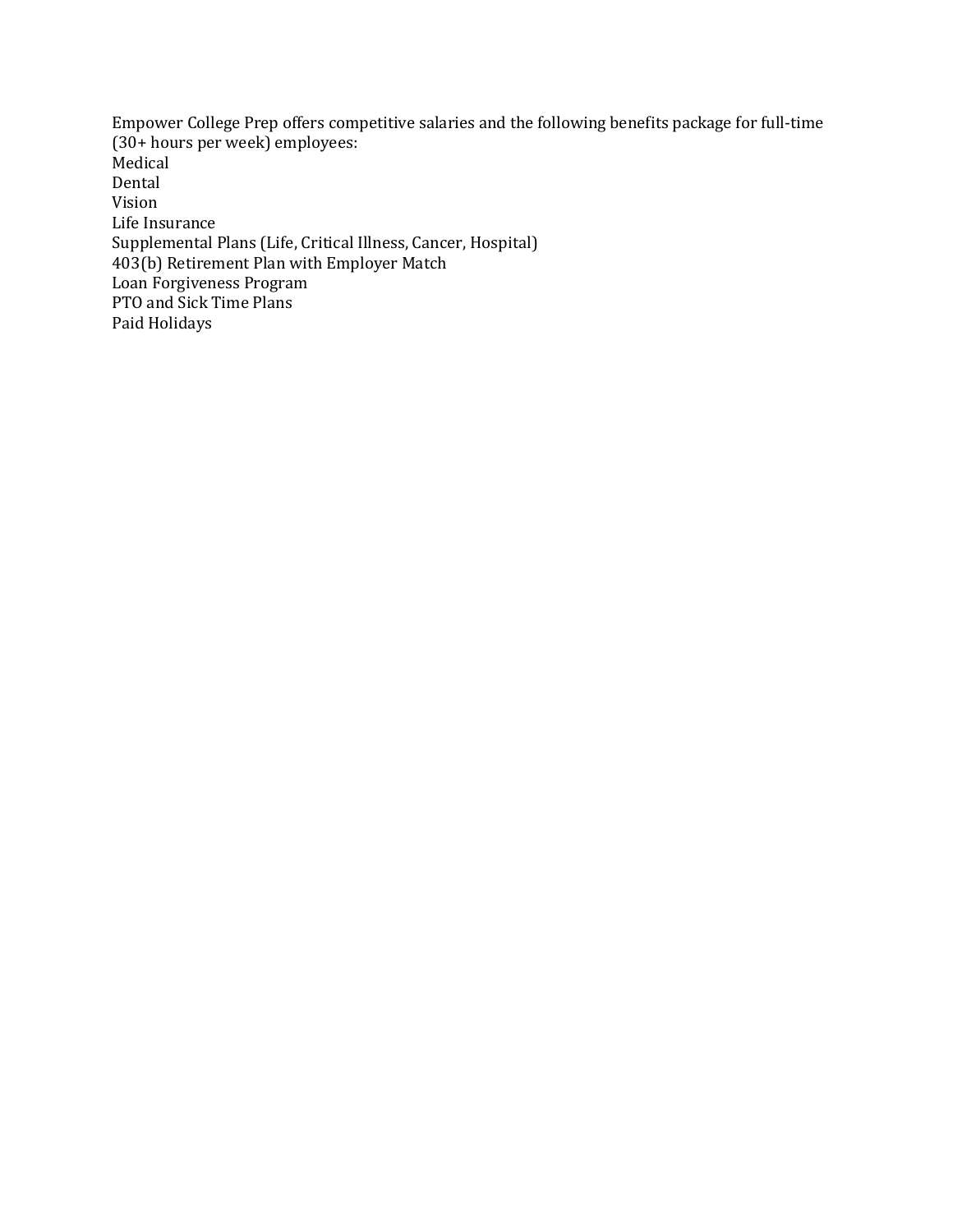Empower College Prep offers competitive salaries and the following benefits package for full-time (30+ hours per week) employees:

Medical
Dental
Vision
Life Insurance
Supplemental Plans (Life, Critical Illness, Cancer, Hospital)
403(b) Retirement Plan with Employer Match
Loan Forgiveness Program
PTO and Sick Time Plans
Paid Holidays